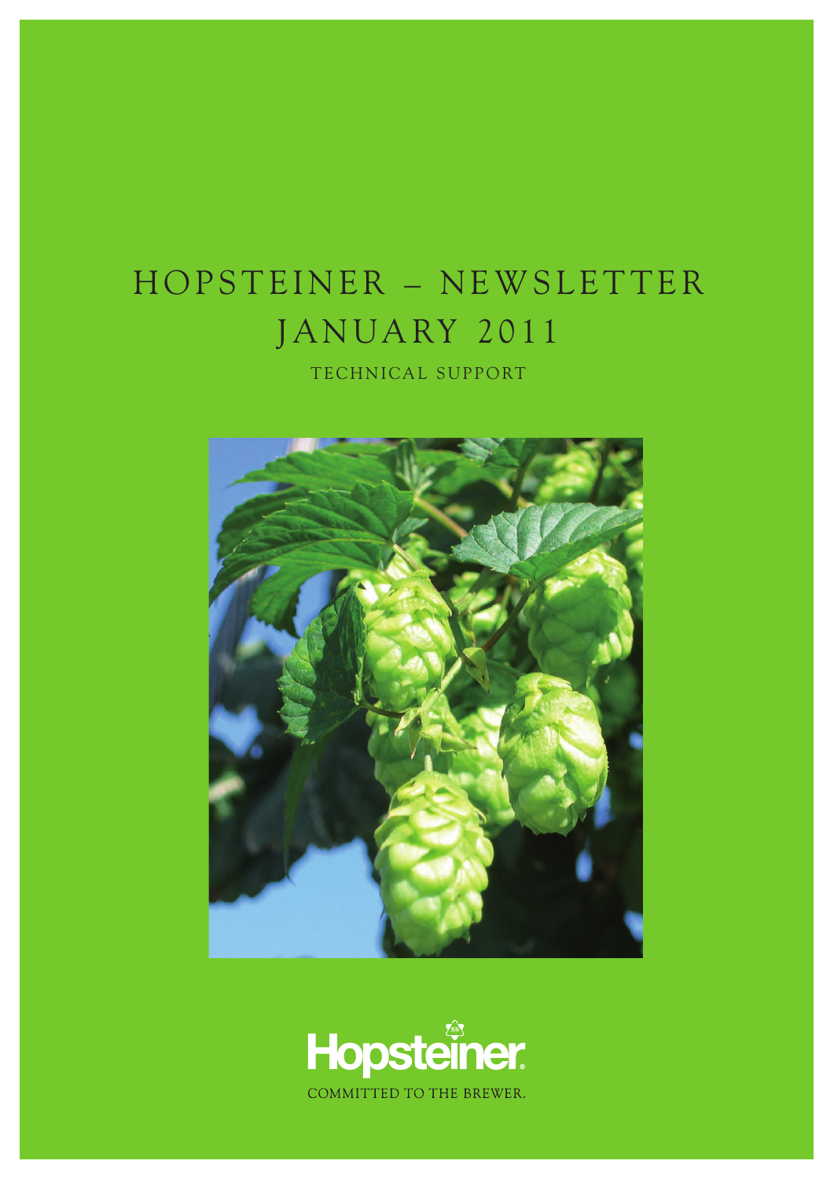# HOPSTEINER – NEWSLETTER
# JANUARY 2011

TECHNICAL SUPPORT

Hopsteiner

COMMITTED TO THE BREWER.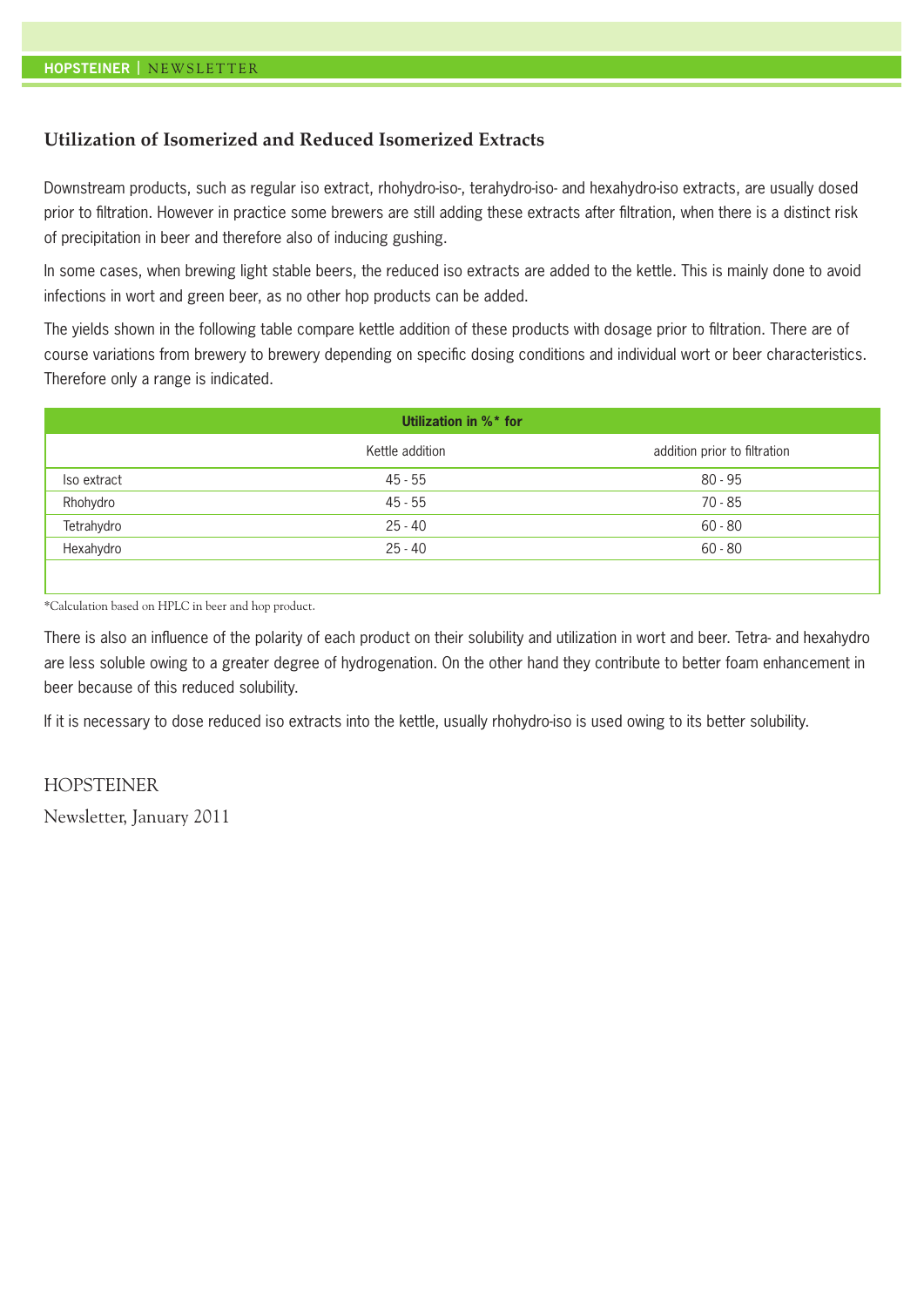### Utilization of Isomerized and Reduced Isomerized Extracts

Downstream products, such as regular iso extract, rhohydro-iso-, terahydro-iso- and hexahydro-iso extracts, are usually dosed prior to filtration. However in practice some brewers are still adding these extracts after filtration, when there is a distinct risk of precipitation in beer and therefore also of inducing gushing.

In some cases, when brewing light stable beers, the reduced iso extracts are added to the kettle. This is mainly done to avoid infections in wort and green beer, as no other hop products can be added.

The yields shown in the following table compare kettle addition of these products with dosage prior to filtration. There are of course variations from brewery to brewery depending on specific dosing conditions and individual wort or beer characteristics. Therefore only a range is indicated.

| Utilization in %* for | | |
|---|---|---|
| | Kettle addition | addition prior to filtration |
| Iso extract | 45 - 55 | 80 - 95 |
| Rhohydro | 45 - 55 | 70 - 85 |
| Tetrahydro | 25 - 40 | 60 - 80 |
| Hexahydro | 25 - 40 | 60 - 80 |

*Calculation based on HPLC in beer and hop product.

There is also an influence of the polarity of each product on their solubility and utilization in wort and beer. Tetra- and hexahydro are less soluble owing to a greater degree of hydrogenation. On the other hand they contribute to better foam enhancement in beer because of this reduced solubility.

If it is necessary to dose reduced iso extracts into the kettle, usually rhohydro-iso is used owing to its better solubility.

HOPSTEINER

Newsletter, January 2011